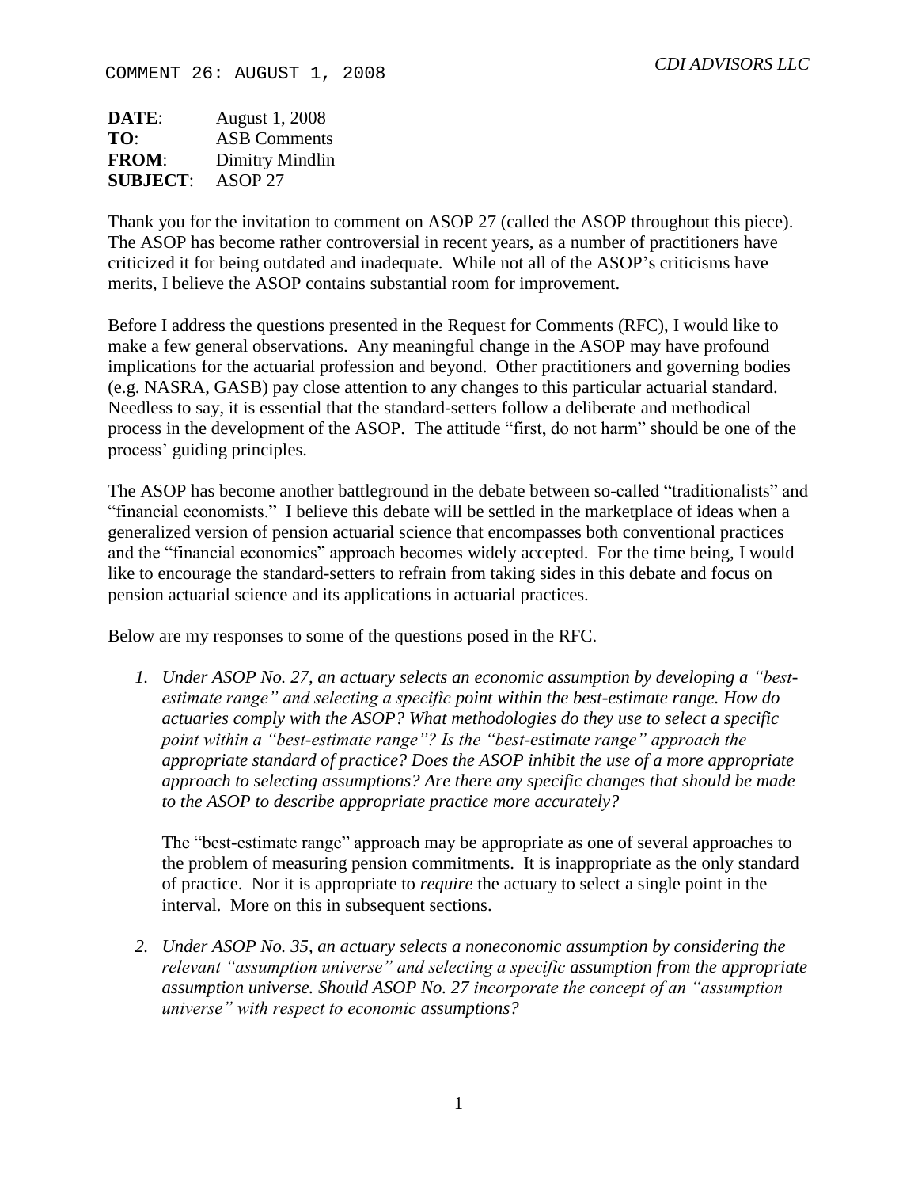COMMENT 26: AUGUST 1, 2008

*CDI ADVISORS LLC*

**DATE**: August 1, 2008
**TO**: ASB Comments
**FROM**: Dimitry Mindlin
**SUBJECT**: ASOP 27

Thank you for the invitation to comment on ASOP 27 (called the ASOP throughout this piece). The ASOP has become rather controversial in recent years, as a number of practitioners have criticized it for being outdated and inadequate. While not all of the ASOP's criticisms have merits, I believe the ASOP contains substantial room for improvement.

Before I address the questions presented in the Request for Comments (RFC), I would like to make a few general observations. Any meaningful change in the ASOP may have profound implications for the actuarial profession and beyond. Other practitioners and governing bodies (e.g. NASRA, GASB) pay close attention to any changes to this particular actuarial standard. Needless to say, it is essential that the standard-setters follow a deliberate and methodical process in the development of the ASOP. The attitude "first, do not harm" should be one of the process' guiding principles.

The ASOP has become another battleground in the debate between so-called "traditionalists" and "financial economists." I believe this debate will be settled in the marketplace of ideas when a generalized version of pension actuarial science that encompasses both conventional practices and the "financial economics" approach becomes widely accepted. For the time being, I would like to encourage the standard-setters to refrain from taking sides in this debate and focus on pension actuarial science and its applications in actuarial practices.

Below are my responses to some of the questions posed in the RFC.

1. *Under ASOP No. 27, an actuary selects an economic assumption by developing a "best-estimate range" and selecting a specific point within the best-estimate range. How do actuaries comply with the ASOP? What methodologies do they use to select a specific point within a "best-estimate range"? Is the "best-estimate range" approach the appropriate standard of practice? Does the ASOP inhibit the use of a more appropriate approach to selecting assumptions? Are there any specific changes that should be made to the ASOP to describe appropriate practice more accurately?*

   The "best-estimate range" approach may be appropriate as one of several approaches to the problem of measuring pension commitments. It is inappropriate as the only standard of practice. Nor it is appropriate to *require* the actuary to select a single point in the interval. More on this in subsequent sections.

2. *Under ASOP No. 35, an actuary selects a noneconomic assumption by considering the relevant "assumption universe" and selecting a specific assumption from the appropriate assumption universe. Should ASOP No. 27 incorporate the concept of an "assumption universe" with respect to economic assumptions?*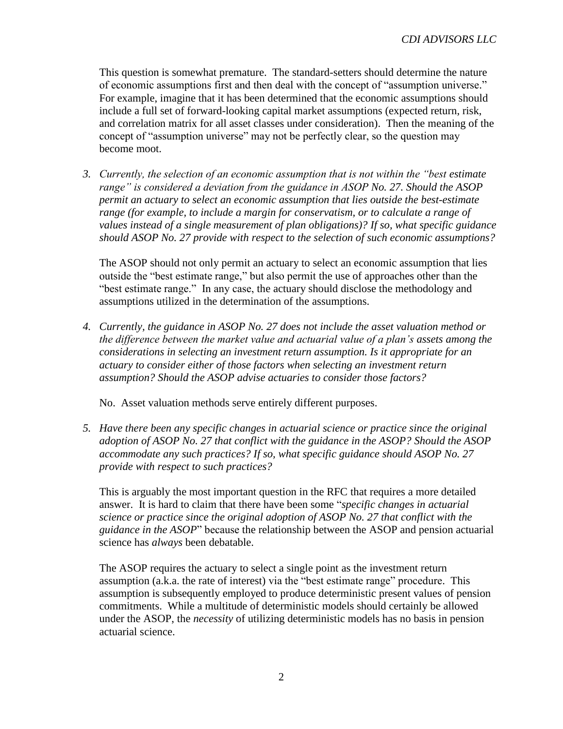This question is somewhat premature. The standard-setters should determine the nature of economic assumptions first and then deal with the concept of "assumption universe." For example, imagine that it has been determined that the economic assumptions should include a full set of forward-looking capital market assumptions (expected return, risk, and correlation matrix for all asset classes under consideration). Then the meaning of the concept of "assumption universe" may not be perfectly clear, so the question may become moot.

3. *Currently, the selection of an economic assumption that is not within the "best estimate range" is considered a deviation from the guidance in ASOP No. 27. Should the ASOP permit an actuary to select an economic assumption that lies outside the best-estimate range (for example, to include a margin for conservatism, or to calculate a range of values instead of a single measurement of plan obligations)? If so, what specific guidance should ASOP No. 27 provide with respect to the selection of such economic assumptions?*

   The ASOP should not only permit an actuary to select an economic assumption that lies outside the "best estimate range," but also permit the use of approaches other than the "best estimate range." In any case, the actuary should disclose the methodology and assumptions utilized in the determination of the assumptions.

4. *Currently, the guidance in ASOP No. 27 does not include the asset valuation method or the difference between the market value and actuarial value of a plan's assets among the considerations in selecting an investment return assumption. Is it appropriate for an actuary to consider either of those factors when selecting an investment return assumption? Should the ASOP advise actuaries to consider those factors?*

   No. Asset valuation methods serve entirely different purposes.

5. *Have there been any specific changes in actuarial science or practice since the original adoption of ASOP No. 27 that conflict with the guidance in the ASOP? Should the ASOP accommodate any such practices? If so, what specific guidance should ASOP No. 27 provide with respect to such practices?*

   This is arguably the most important question in the RFC that requires a more detailed answer. It is hard to claim that there have been some "*specific changes in actuarial science or practice since the original adoption of ASOP No. 27 that conflict with the guidance in the ASOP*" because the relationship between the ASOP and pension actuarial science has *always* been debatable.

   The ASOP requires the actuary to select a single point as the investment return assumption (a.k.a. the rate of interest) via the "best estimate range" procedure. This assumption is subsequently employed to produce deterministic present values of pension commitments. While a multitude of deterministic models should certainly be allowed under the ASOP, the *necessity* of utilizing deterministic models has no basis in pension actuarial science.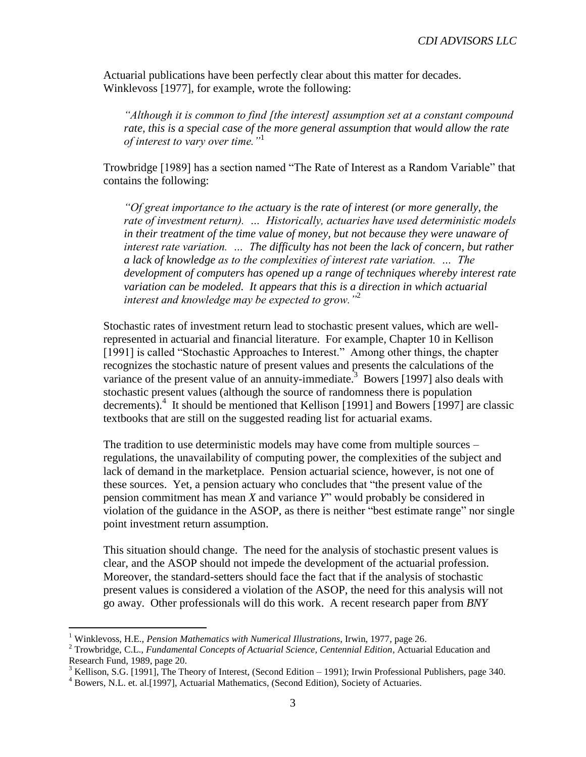Actuarial publications have been perfectly clear about this matter for decades. Winklevoss [1977], for example, wrote the following:

> *"Although it is common to find [the interest] assumption set at a constant compound rate, this is a special case of the more general assumption that would allow the rate of interest to vary over time."*[1]

Trowbridge [1989] has a section named "The Rate of Interest as a Random Variable" that contains the following:

> *"Of great importance to the actuary is the rate of interest (or more generally, the rate of investment return). … Historically, actuaries have used deterministic models in their treatment of the time value of money, but not because they were unaware of interest rate variation. … The difficulty has not been the lack of concern, but rather a lack of knowledge as to the complexities of interest rate variation. … The development of computers has opened up a range of techniques whereby interest rate variation can be modeled. It appears that this is a direction in which actuarial interest and knowledge may be expected to grow."*[2]

Stochastic rates of investment return lead to stochastic present values, which are well-represented in actuarial and financial literature. For example, Chapter 10 in Kellison [1991] is called "Stochastic Approaches to Interest." Among other things, the chapter recognizes the stochastic nature of present values and presents the calculations of the variance of the present value of an annuity-immediate.[3] Bowers [1997] also deals with stochastic present values (although the source of randomness there is population decrements).[4] It should be mentioned that Kellison [1991] and Bowers [1997] are classic textbooks that are still on the suggested reading list for actuarial exams.

The tradition to use deterministic models may have come from multiple sources – regulations, the unavailability of computing power, the complexities of the subject and lack of demand in the marketplace. Pension actuarial science, however, is not one of these sources. Yet, a pension actuary who concludes that "the present value of the pension commitment has mean *X* and variance *Y*" would probably be considered in violation of the guidance in the ASOP, as there is neither "best estimate range" nor single point investment return assumption.

This situation should change. The need for the analysis of stochastic present values is clear, and the ASOP should not impede the development of the actuarial profession. Moreover, the standard-setters should face the fact that if the analysis of stochastic present values is considered a violation of the ASOP, the need for this analysis will not go away. Other professionals will do this work. A recent research paper from *BNY*

---

[1] Winklevoss, H.E., *Pension Mathematics with Numerical Illustrations*, Irwin, 1977, page 26.

[2] Trowbridge, C.L., *Fundamental Concepts of Actuarial Science, Centennial Edition*, Actuarial Education and Research Fund, 1989, page 20.

[3] Kellison, S.G. [1991], The Theory of Interest, (Second Edition – 1991); Irwin Professional Publishers, page 340.

[4] Bowers, N.L. et. al.[1997], Actuarial Mathematics, (Second Edition), Society of Actuaries.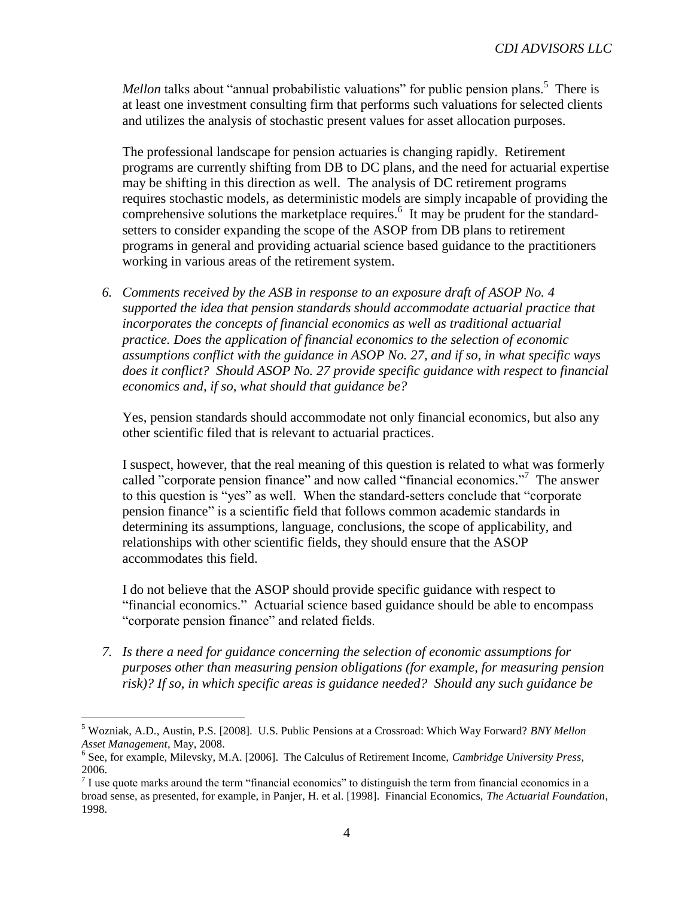*Mellon* talks about "annual probabilistic valuations" for public pension plans.[5] There is at least one investment consulting firm that performs such valuations for selected clients and utilizes the analysis of stochastic present values for asset allocation purposes.

The professional landscape for pension actuaries is changing rapidly. Retirement programs are currently shifting from DB to DC plans, and the need for actuarial expertise may be shifting in this direction as well. The analysis of DC retirement programs requires stochastic models, as deterministic models are simply incapable of providing the comprehensive solutions the marketplace requires.[6] It may be prudent for the standard-setters to consider expanding the scope of the ASOP from DB plans to retirement programs in general and providing actuarial science based guidance to the practitioners working in various areas of the retirement system.

6. *Comments received by the ASB in response to an exposure draft of ASOP No. 4 supported the idea that pension standards should accommodate actuarial practice that incorporates the concepts of financial economics as well as traditional actuarial practice. Does the application of financial economics to the selection of economic assumptions conflict with the guidance in ASOP No. 27, and if so, in what specific ways does it conflict? Should ASOP No. 27 provide specific guidance with respect to financial economics and, if so, what should that guidance be?*

   Yes, pension standards should accommodate not only financial economics, but also any other scientific filed that is relevant to actuarial practices.

   I suspect, however, that the real meaning of this question is related to what was formerly called "corporate pension finance" and now called "financial economics."[7] The answer to this question is "yes" as well. When the standard-setters conclude that "corporate pension finance" is a scientific field that follows common academic standards in determining its assumptions, language, conclusions, the scope of applicability, and relationships with other scientific fields, they should ensure that the ASOP accommodates this field.

   I do not believe that the ASOP should provide specific guidance with respect to "financial economics." Actuarial science based guidance should be able to encompass "corporate pension finance" and related fields.

7. *Is there a need for guidance concerning the selection of economic assumptions for purposes other than measuring pension obligations (for example, for measuring pension risk)? If so, in which specific areas is guidance needed? Should any such guidance be*

---

[5] Wozniak, A.D., Austin, P.S. [2008]. U.S. Public Pensions at a Crossroad: Which Way Forward? *BNY Mellon Asset Management*, May, 2008.

[6] See, for example, Milevsky, M.A. [2006]. The Calculus of Retirement Income, *Cambridge University Press*, 2006.

[7] I use quote marks around the term "financial economics" to distinguish the term from financial economics in a broad sense, as presented, for example, in Panjer, H. et al. [1998]. Financial Economics, *The Actuarial Foundation*, 1998.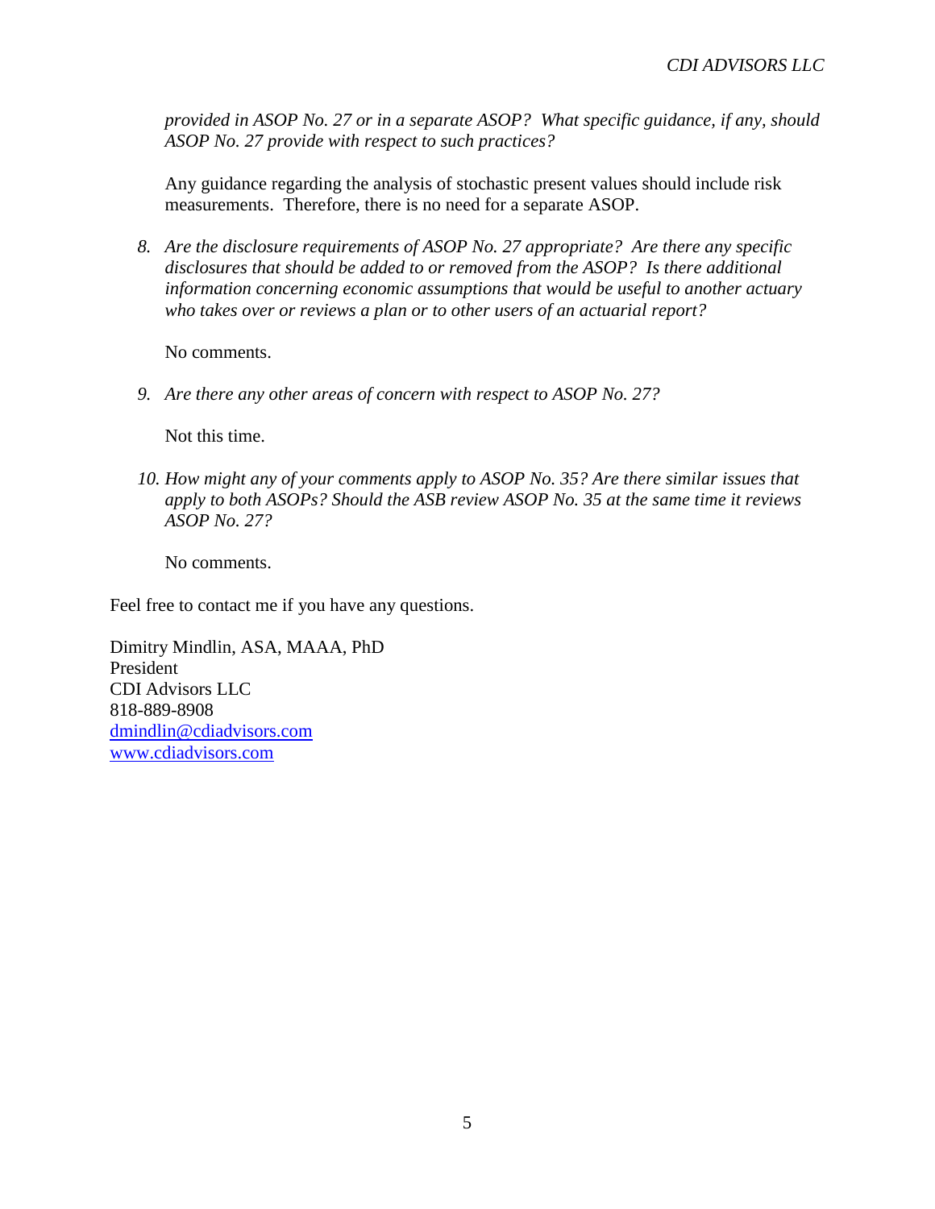*provided in ASOP No. 27 or in a separate ASOP? What specific guidance, if any, should ASOP No. 27 provide with respect to such practices?*

Any guidance regarding the analysis of stochastic present values should include risk measurements. Therefore, there is no need for a separate ASOP.

8. *Are the disclosure requirements of ASOP No. 27 appropriate? Are there any specific disclosures that should be added to or removed from the ASOP? Is there additional information concerning economic assumptions that would be useful to another actuary who takes over or reviews a plan or to other users of an actuarial report?*

   No comments.

9. *Are there any other areas of concern with respect to ASOP No. 27?*

   Not this time.

10. *How might any of your comments apply to ASOP No. 35? Are there similar issues that apply to both ASOPs? Should the ASB review ASOP No. 35 at the same time it reviews ASOP No. 27?*

    No comments.

Feel free to contact me if you have any questions.

Dimitry Mindlin, ASA, MAAA, PhD
President
CDI Advisors LLC
818-889-8908
dmindlin@cdiadvisors.com
www.cdiadvisors.com